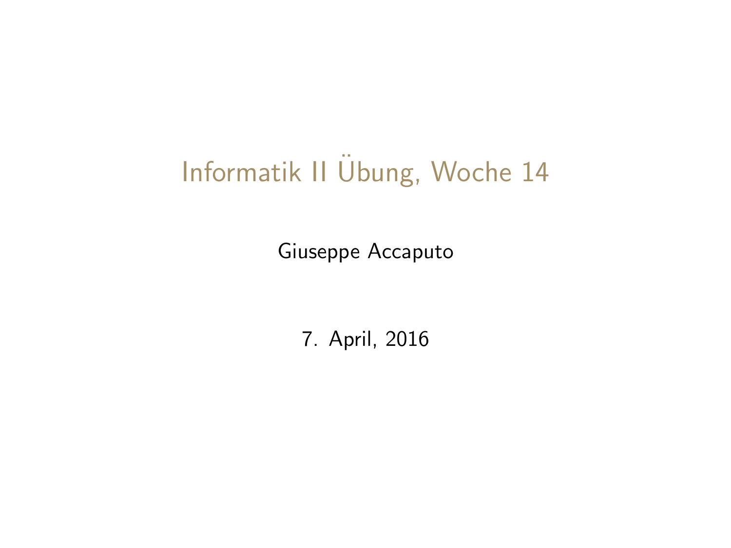# Informatik II Übung, Woche 14

Giuseppe Accaputo

7. April, 2016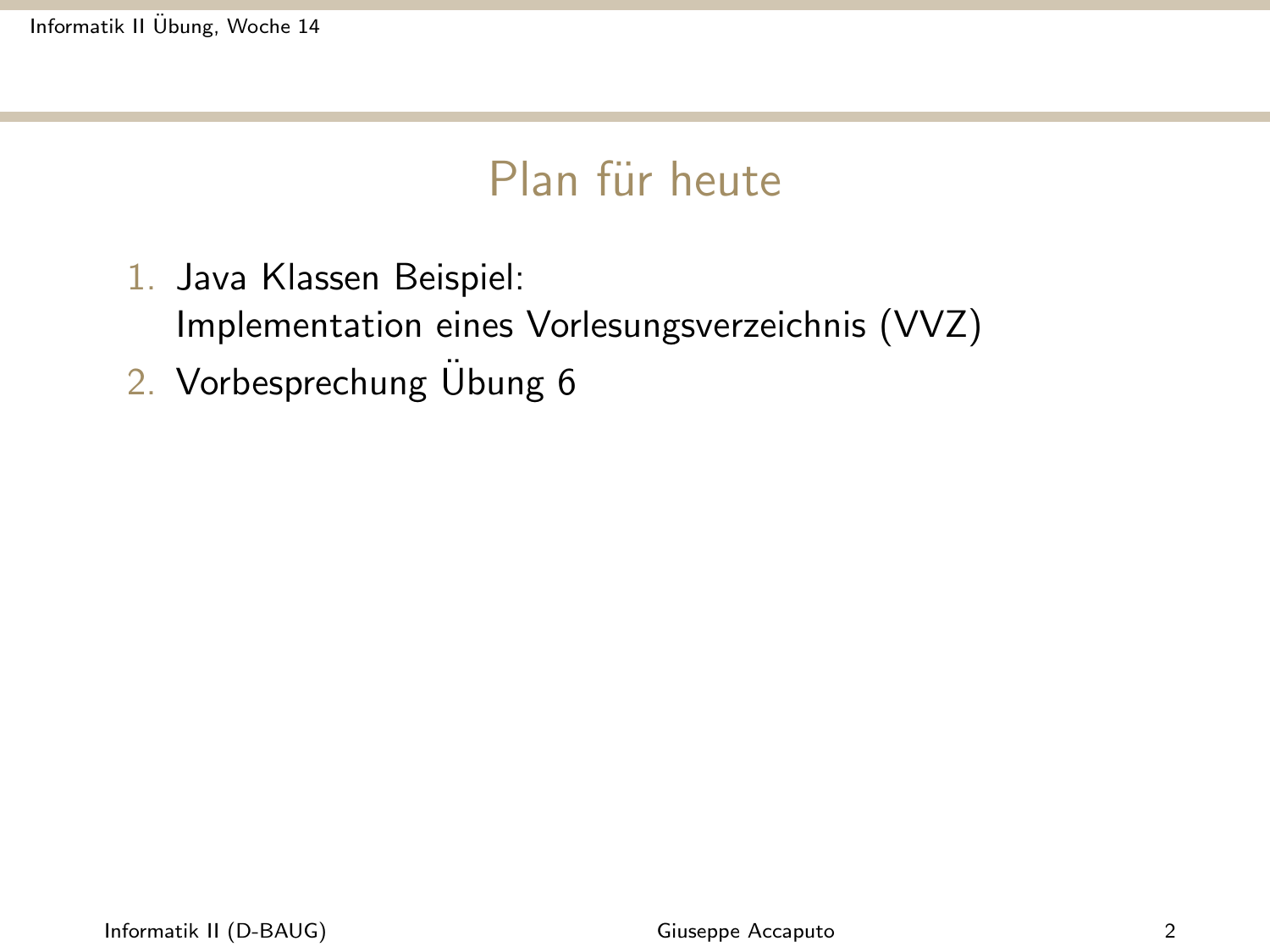# Plan für heute

1. Java Klassen Beispiel:
   Implementation eines Vorlesungsverzeichnis (VVZ)
2. Vorbesprechung Übung 6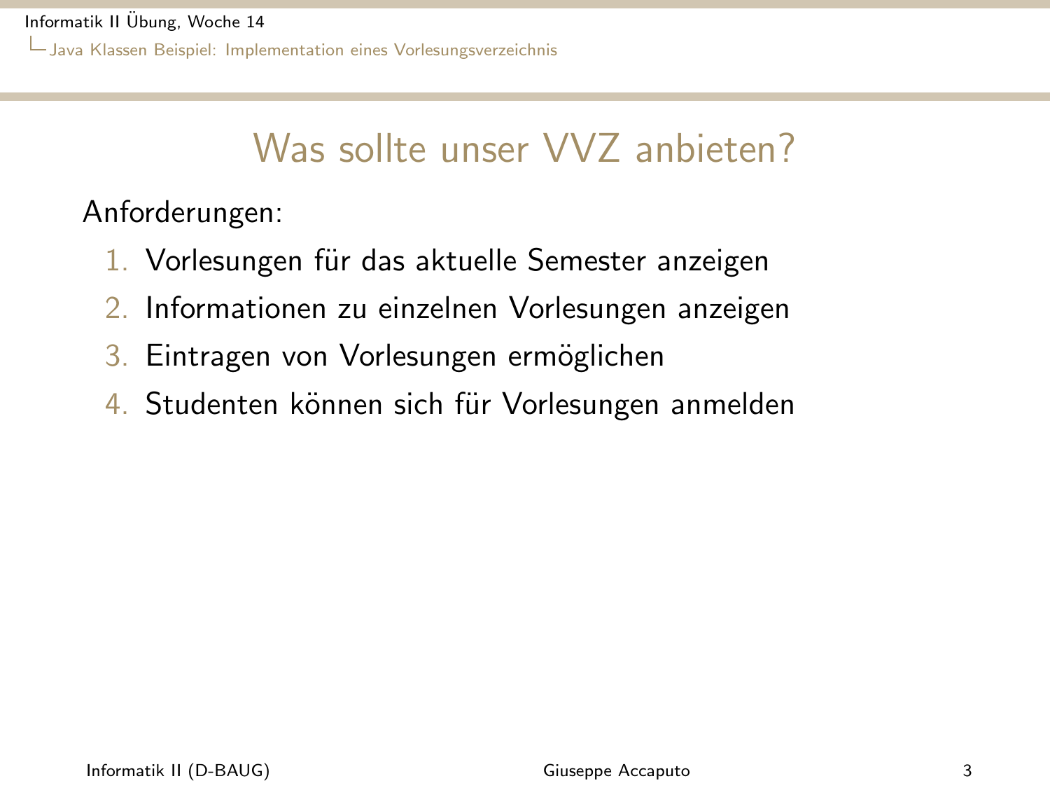# Was sollte unser VVZ anbieten?

Anforderungen:

1. Vorlesungen für das aktuelle Semester anzeigen
2. Informationen zu einzelnen Vorlesungen anzeigen
3. Eintragen von Vorlesungen ermöglichen
4. Studenten können sich für Vorlesungen anmelden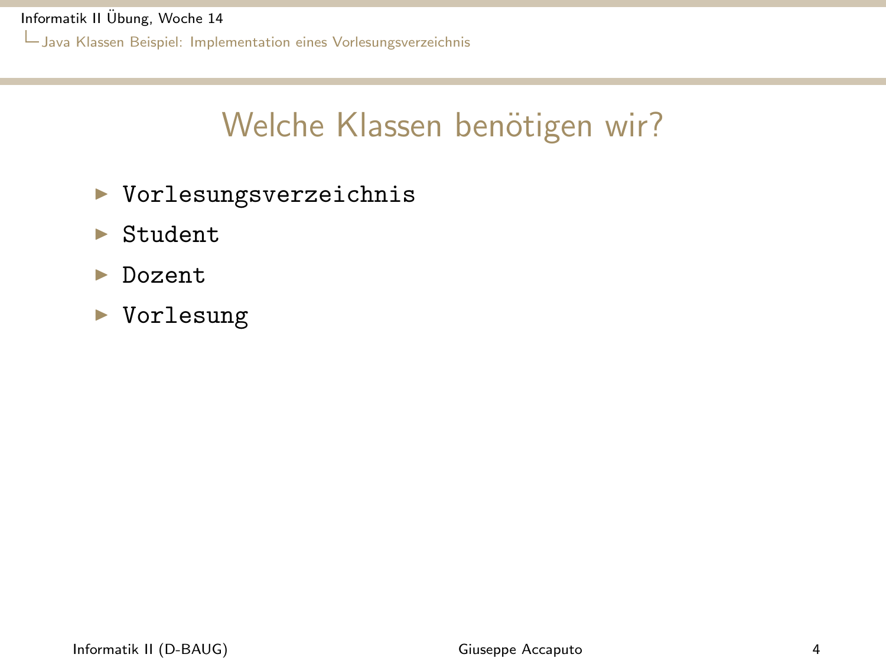# Welche Klassen benötigen wir?

- `Vorlesungsverzeichnis`
- `Student`
- `Dozent`
- `Vorlesung`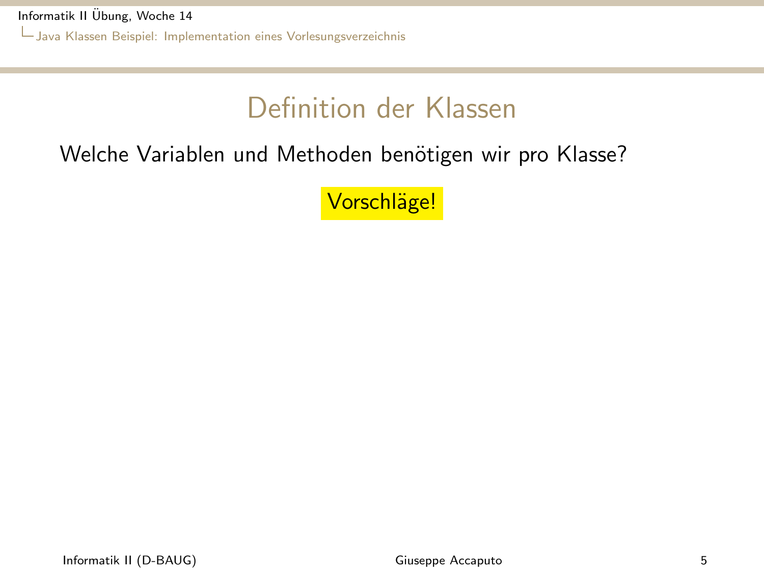# Definition der Klassen

Welche Variablen und Methoden benötigen wir pro Klasse?

**Vorschläge!**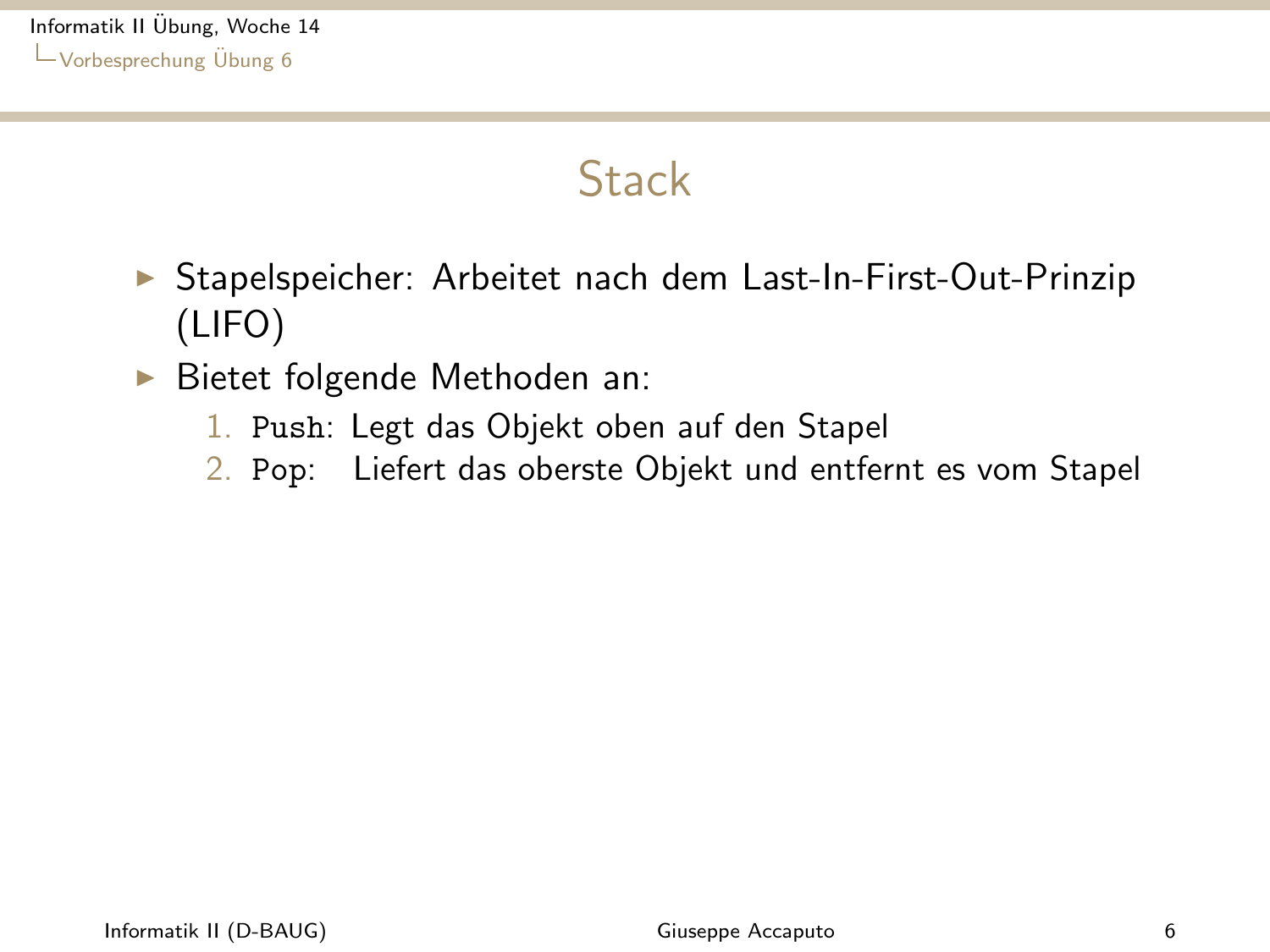# Stack

- Stapelspeicher: Arbeitet nach dem Last-In-First-Out-Prinzip (LIFO)
- Bietet folgende Methoden an:
  1. `Push`: Legt das Objekt oben auf den Stapel
  2. `Pop`: Liefert das oberste Objekt und entfernt es vom Stapel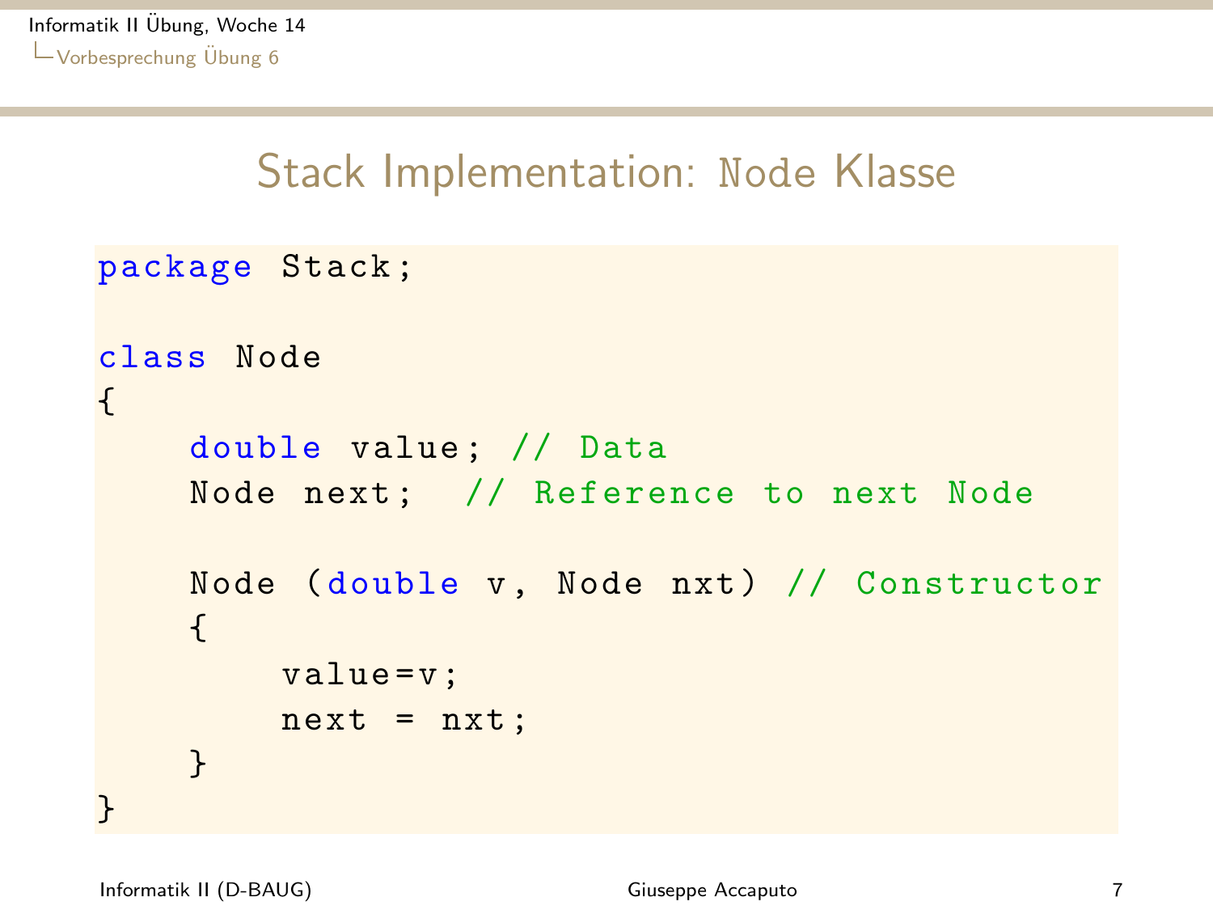# Stack Implementation: `Node` Klasse

```java
package Stack;

class Node
{
    double value; // Data
    Node next;  // Reference to next Node

    Node (double v, Node nxt) // Constructor
    {
        value=v;
        next = nxt;
    }
}
```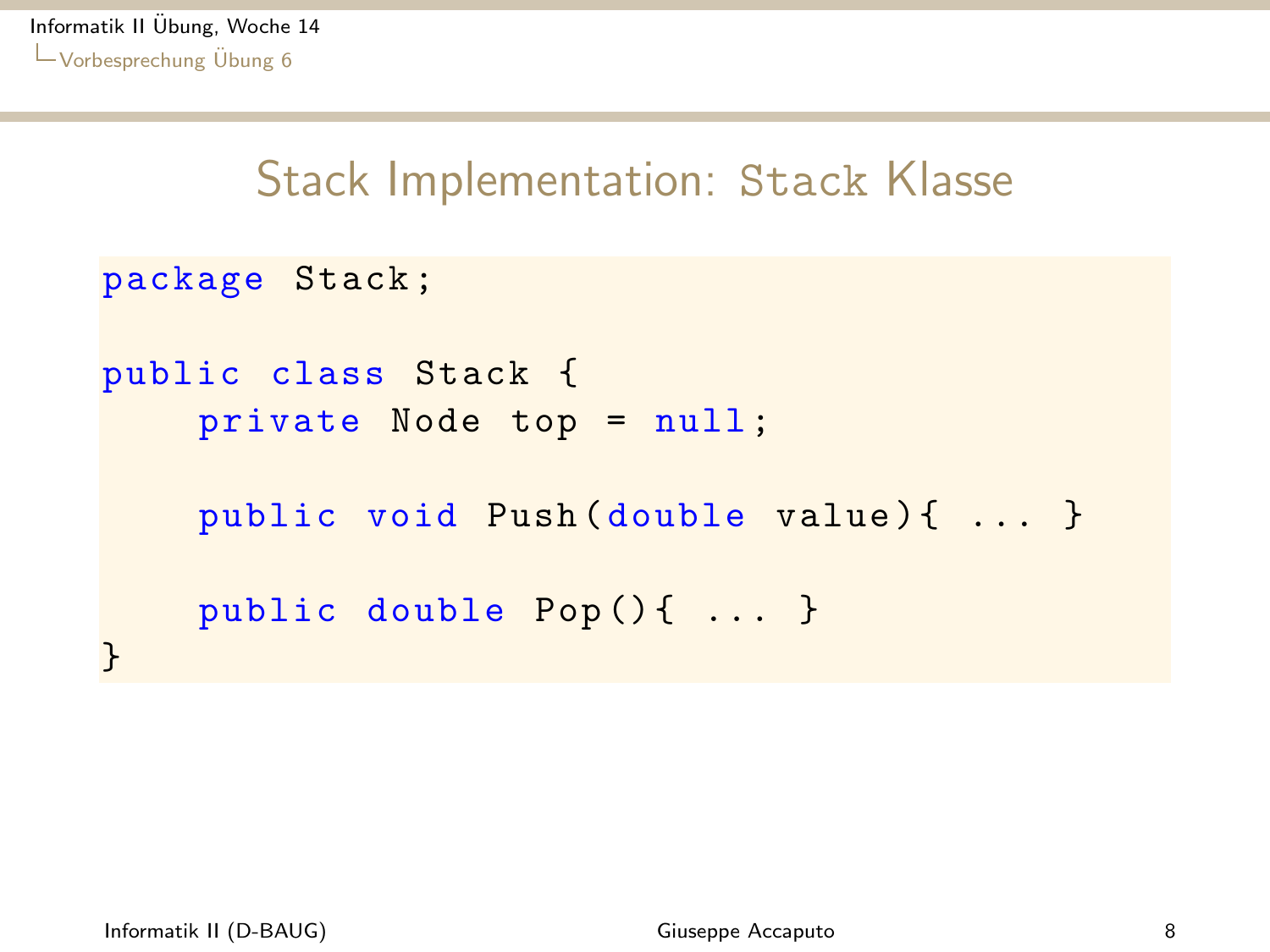# Stack Implementation: Stack Klasse

```java
package Stack;

public class Stack {
    private Node top = null;

    public void Push(double value){ ... }

    public double Pop(){ ... }
}
```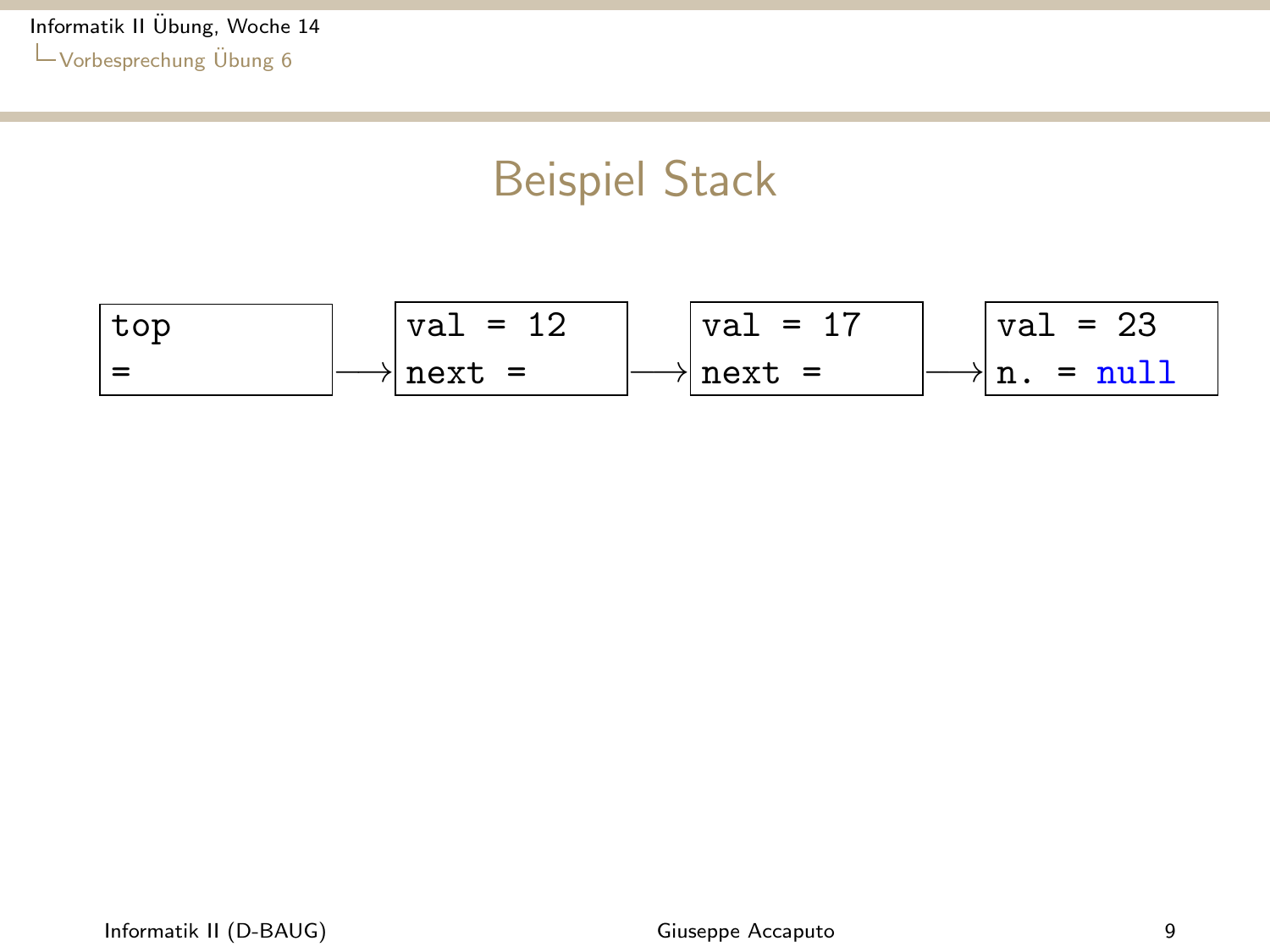# Beispiel Stack

```
top          val = 12       val = 17       val = 23
=      --->  next =   --->  next =   --->  n. = null
```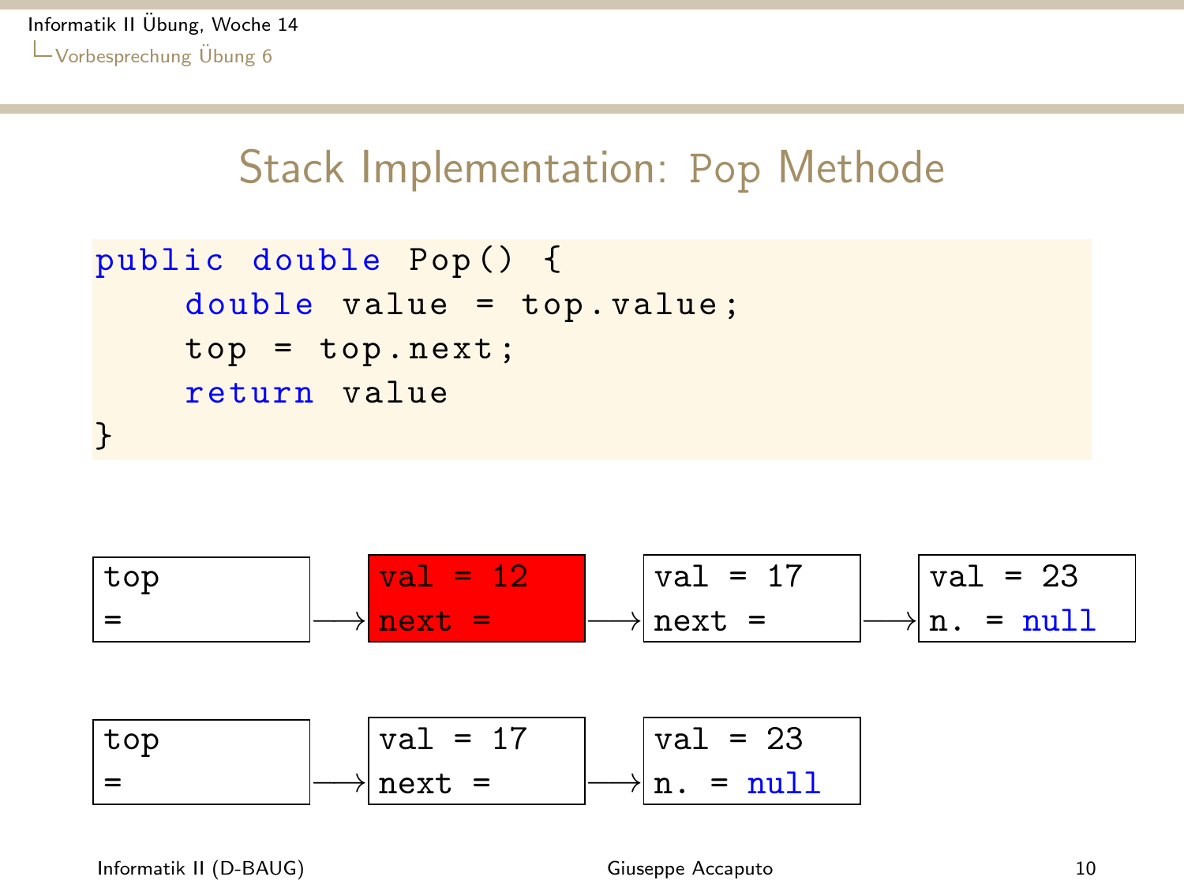# Stack Implementation: Pop Methode

```
public double Pop() {
    double value = top.value;
    top = top.next;
    return value
}
```

```
top =  ⟶ [val = 12, next = ] ⟶ [val = 17, next = ] ⟶ [val = 23, n. = null]

top =  ⟶ [val = 17, next = ] ⟶ [val = 23, n. = null]
```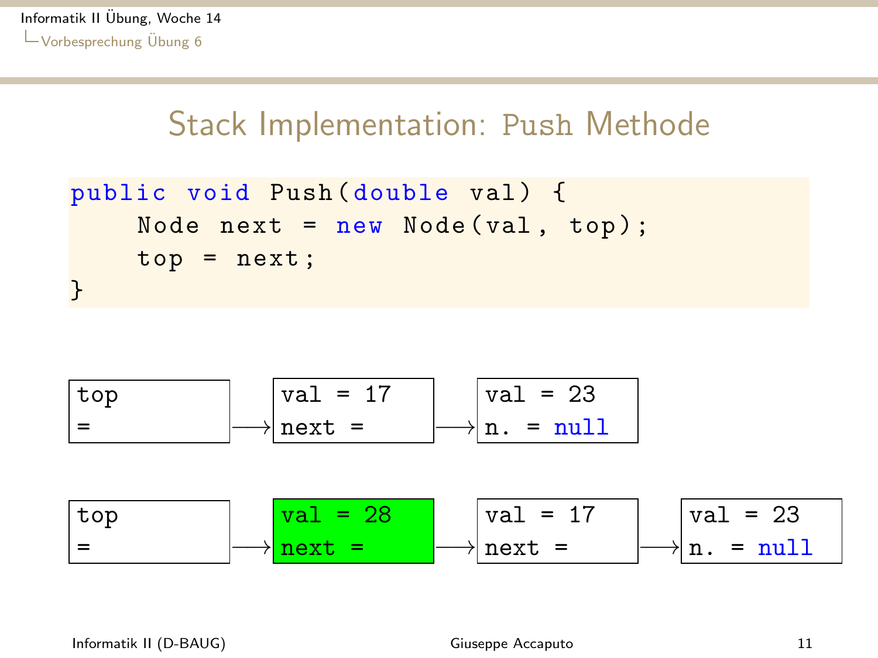# Stack Implementation: Push Methode

```java
public void Push(double val) {
    Node next = new Node(val, top);
    top = next;
}
```

```
top =  ⟶ | val = 17  | ⟶ | val = 23    |
          | next =    |    | n. = null   |

top =  ⟶ | val = 28  | ⟶ | val = 17  | ⟶ | val = 23    |
          | next =    |    | next =    |    | n. = null   |
```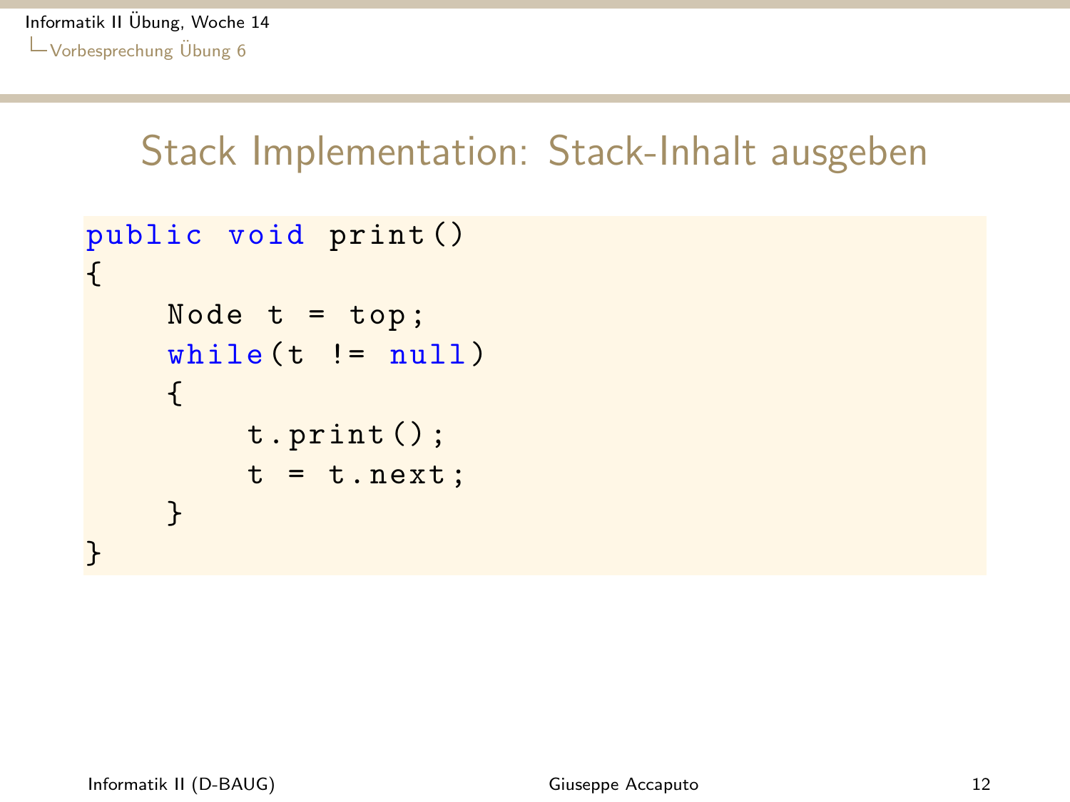# Stack Implementation: Stack-Inhalt ausgeben

```java
public void print()
{
    Node t = top;
    while(t != null)
    {
        t.print();
        t = t.next;
    }
}
```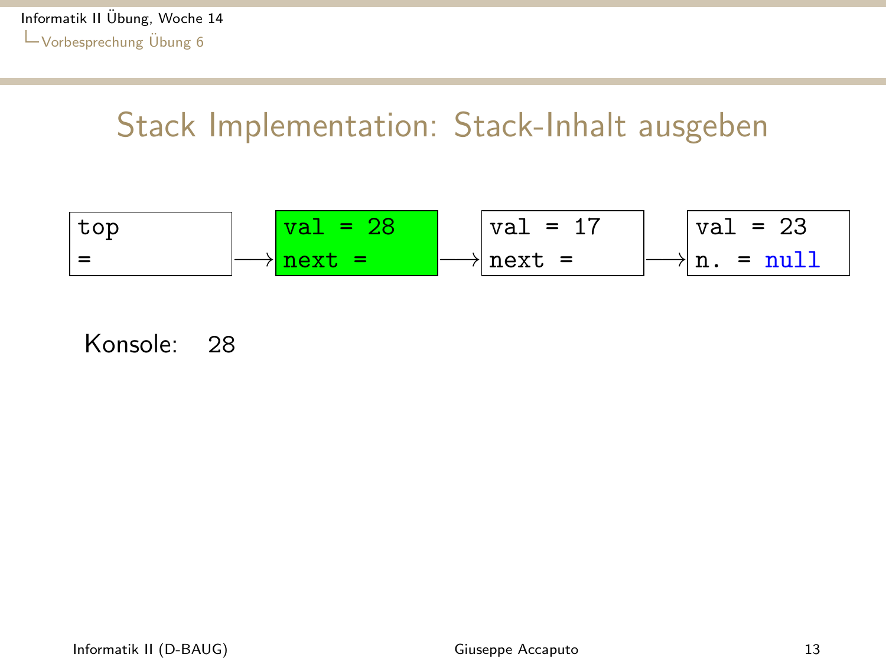# Stack Implementation: Stack-Inhalt ausgeben

```
top =  ⟶  val = 28   ⟶  val = 17   ⟶  val = 23
          next =        next =        n. = null
```

Konsole: 28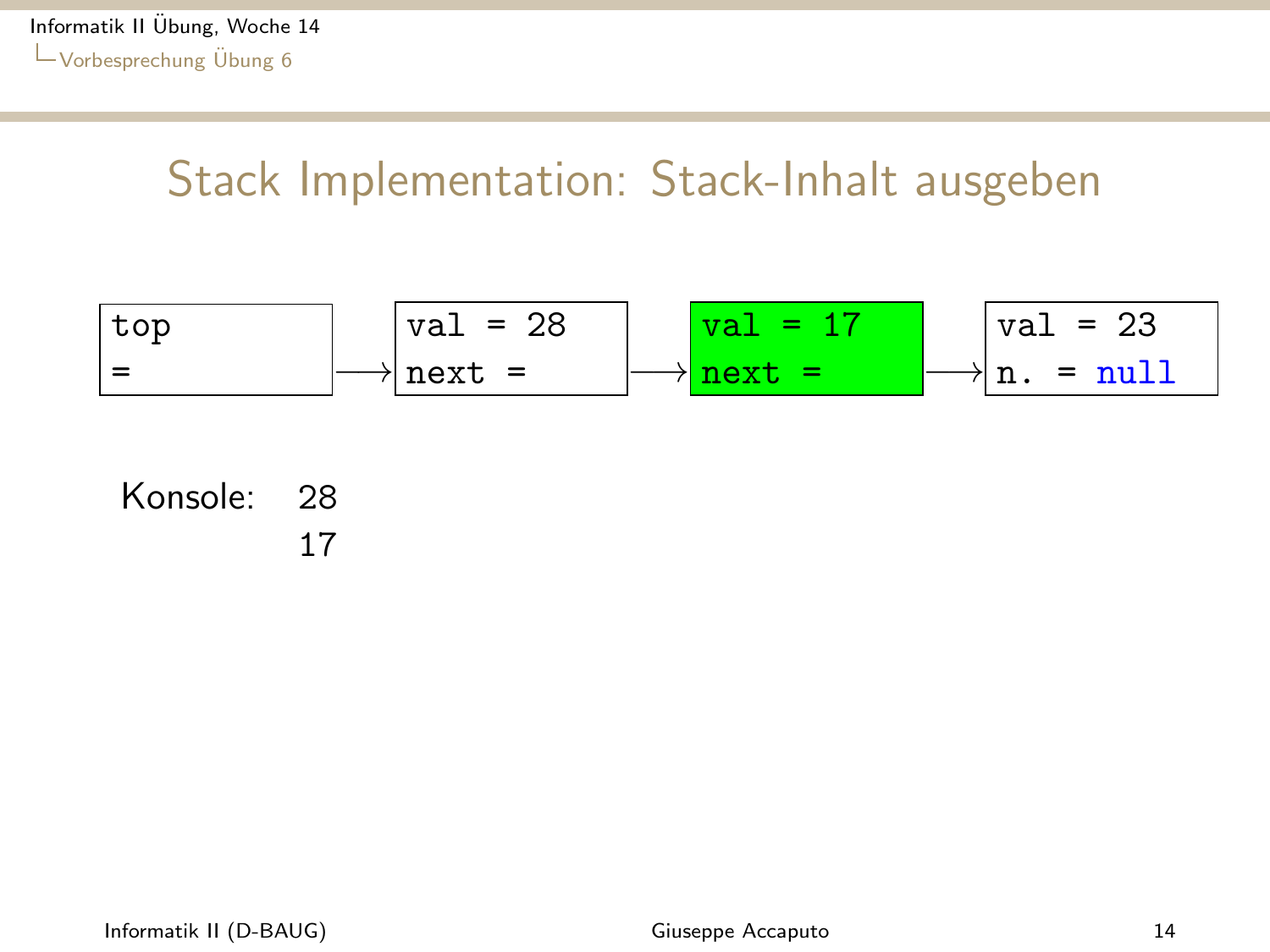# Stack Implementation: Stack-Inhalt ausgeben

```
top        ⟶ val = 28   ⟶ val = 17   ⟶ val = 23
=             next =       next =       n. = null
```

Konsole: 28
17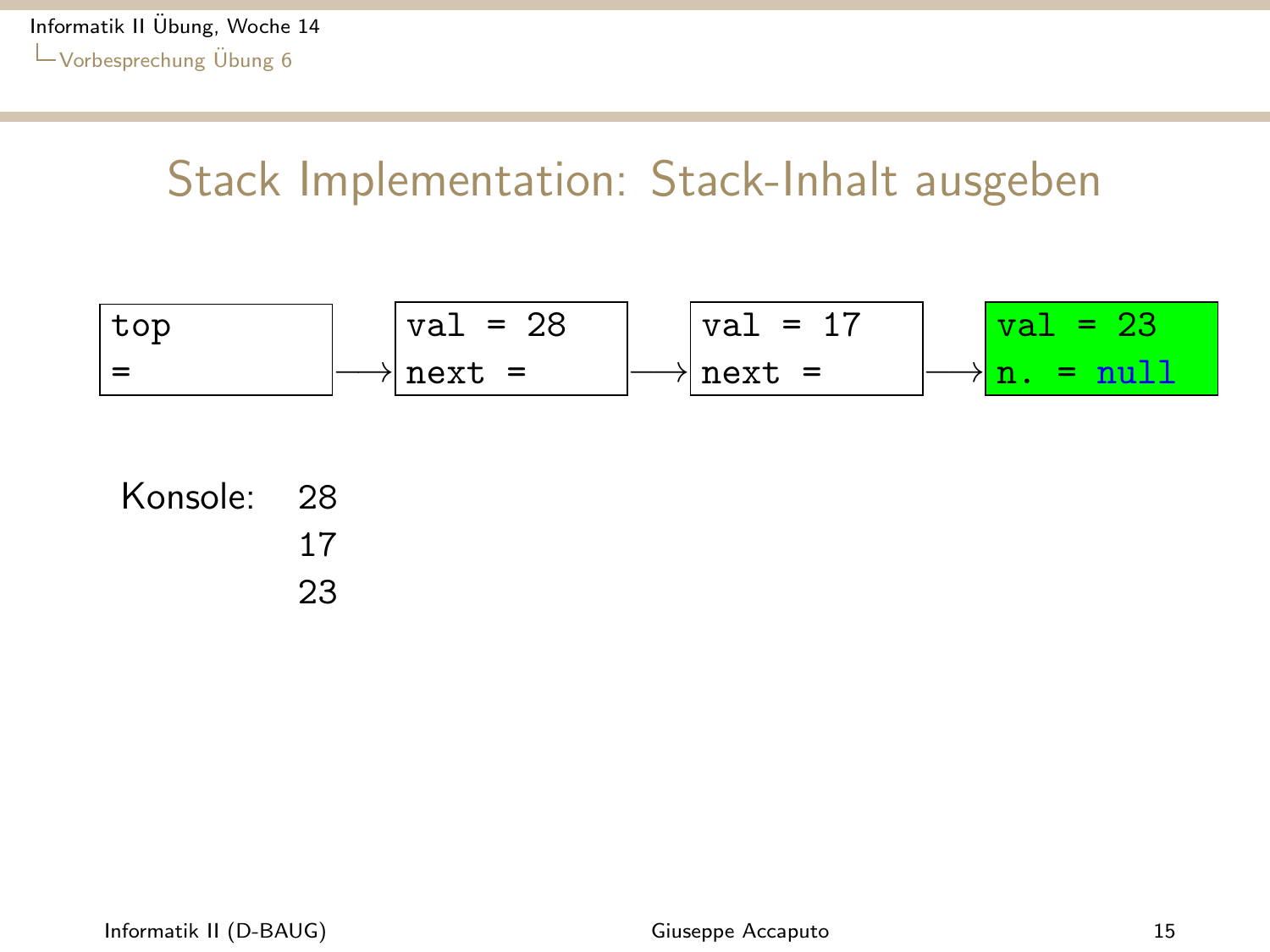# Stack Implementation: Stack-Inhalt ausgeben

```
top    ⟶ val = 28  ⟶ val = 17  ⟶ val = 23
=         next =      next =      n. = null
```

Konsole: 28
17
23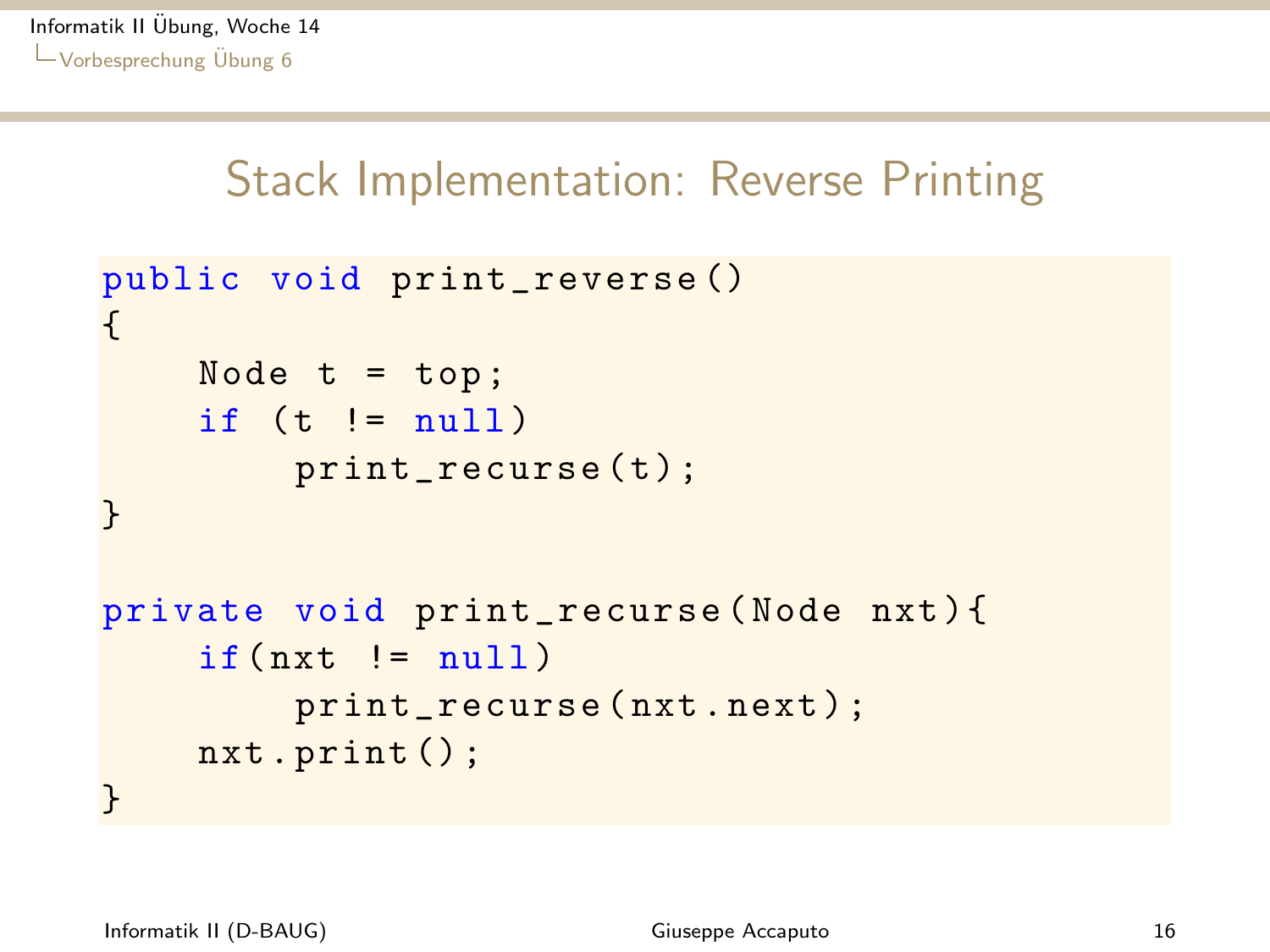# Stack Implementation: Reverse Printing

```
public void print_reverse()
{
    Node t = top;
    if (t != null)
        print_recurse(t);
}

private void print_recurse(Node nxt){
    if(nxt != null)
        print_recurse(nxt.next);
    nxt.print();
}
```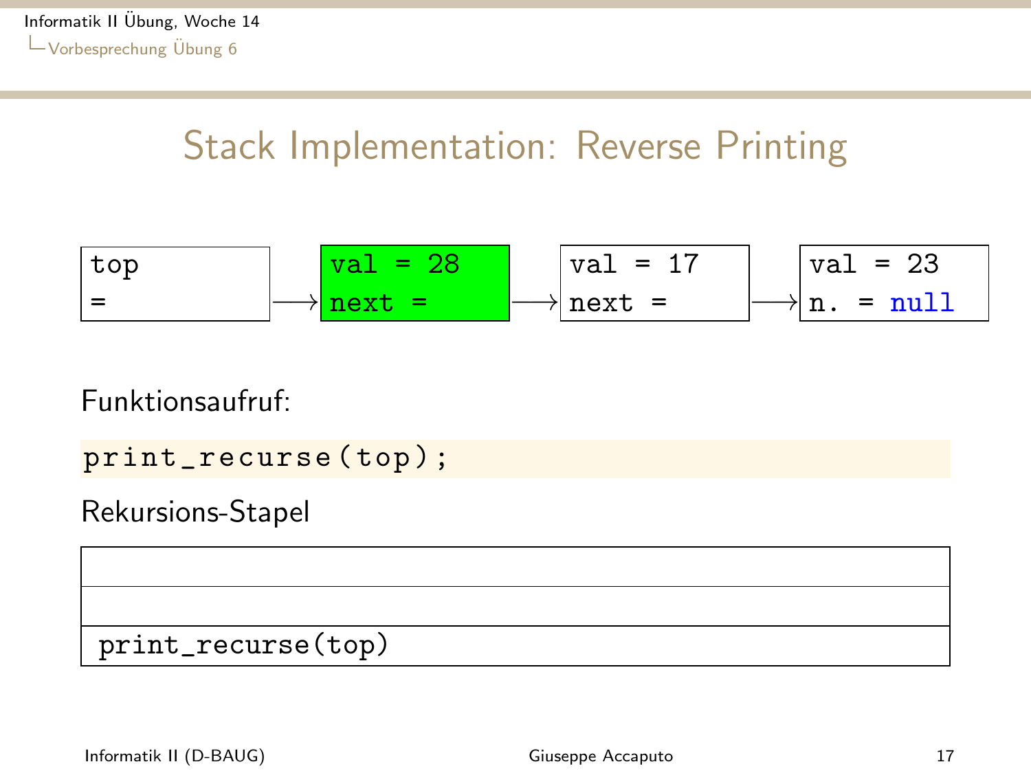# Stack Implementation: Reverse Printing

| top = | → | val = 28<br>next = | → | val = 17<br>next = | → | val = 23<br>n. = null |
|---|---|---|---|---|---|---|

Funktionsaufruf:

```
print_recurse(top);
```

Rekursions-Stapel

|  |
|---|
|  |
| print_recurse(top) |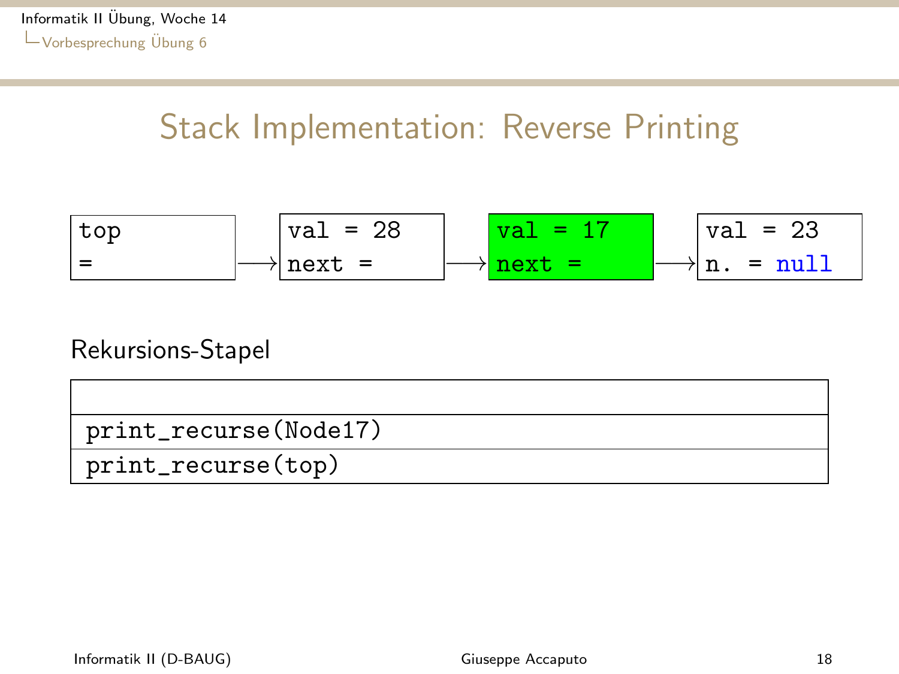# Stack Implementation: Reverse Printing

| top = | → | val = 28<br>next = | → | val = 17<br>next = | → | val = 23<br>n. = null |
|---|---|---|---|---|---|---|

Rekursions-Stapel

| |
|---|
| print_recurse(Node17) |
| print_recurse(top) |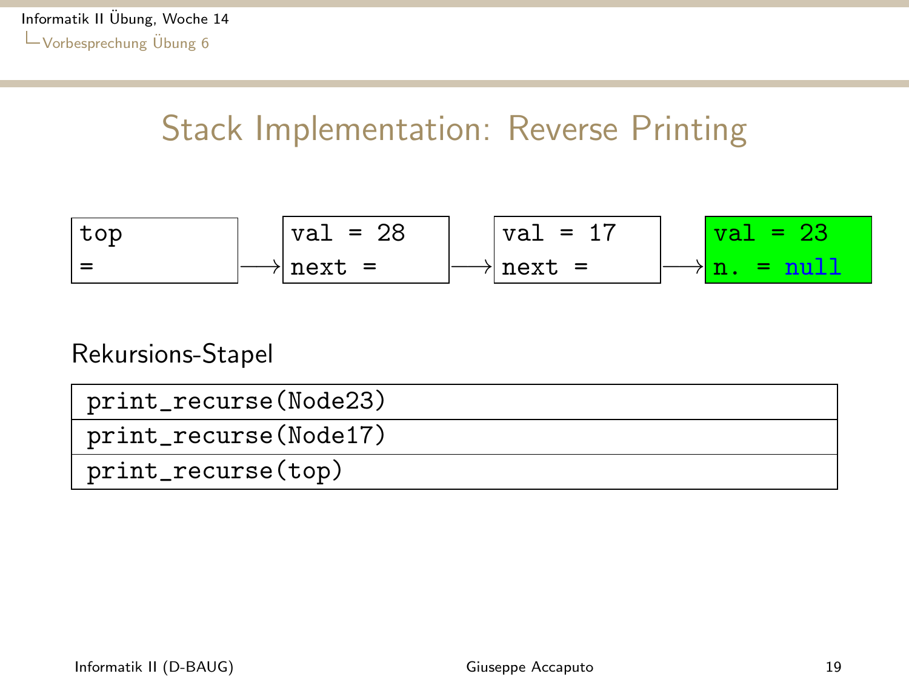# Stack Implementation: Reverse Printing

```
top =  ⟶  val = 28   ⟶  val = 17   ⟶  val = 23
          next =        next =        n. = null
```

Rekursions-Stapel

| print_recurse(Node23) |
|---|
| print_recurse(Node17) |
| print_recurse(top) |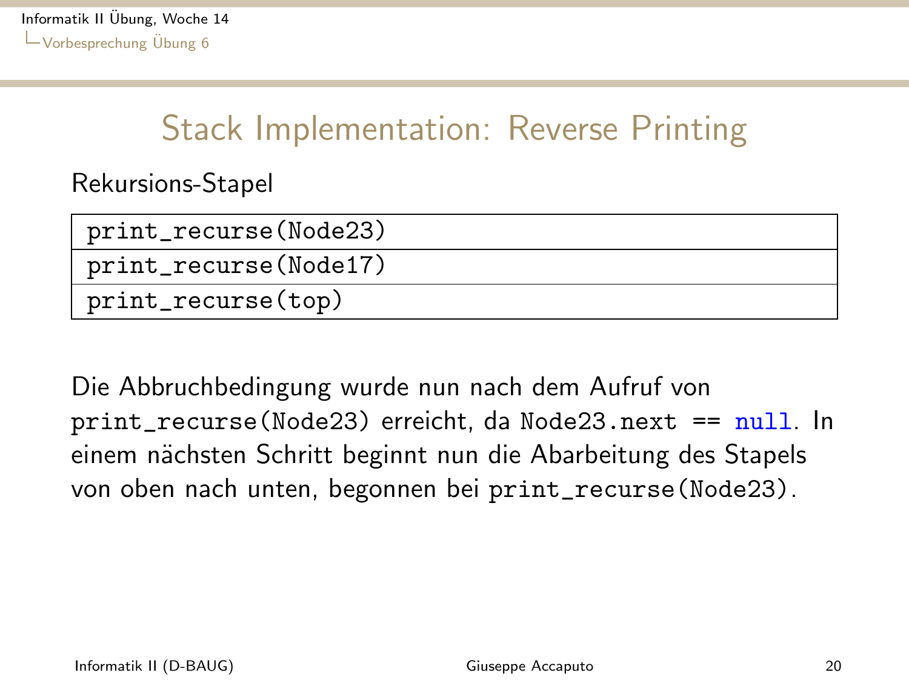# Stack Implementation: Reverse Printing

Rekursions-Stapel

| print_recurse(Node23) |
| --- |
| print_recurse(Node17) |
| print_recurse(top) |

Die Abbruchbedingung wurde nun nach dem Aufruf von `print_recurse(Node23)` erreicht, da `Node23.next == null`. In einem nächsten Schritt beginnt nun die Abarbeitung des Stapels von oben nach unten, begonnen bei `print_recurse(Node23)`.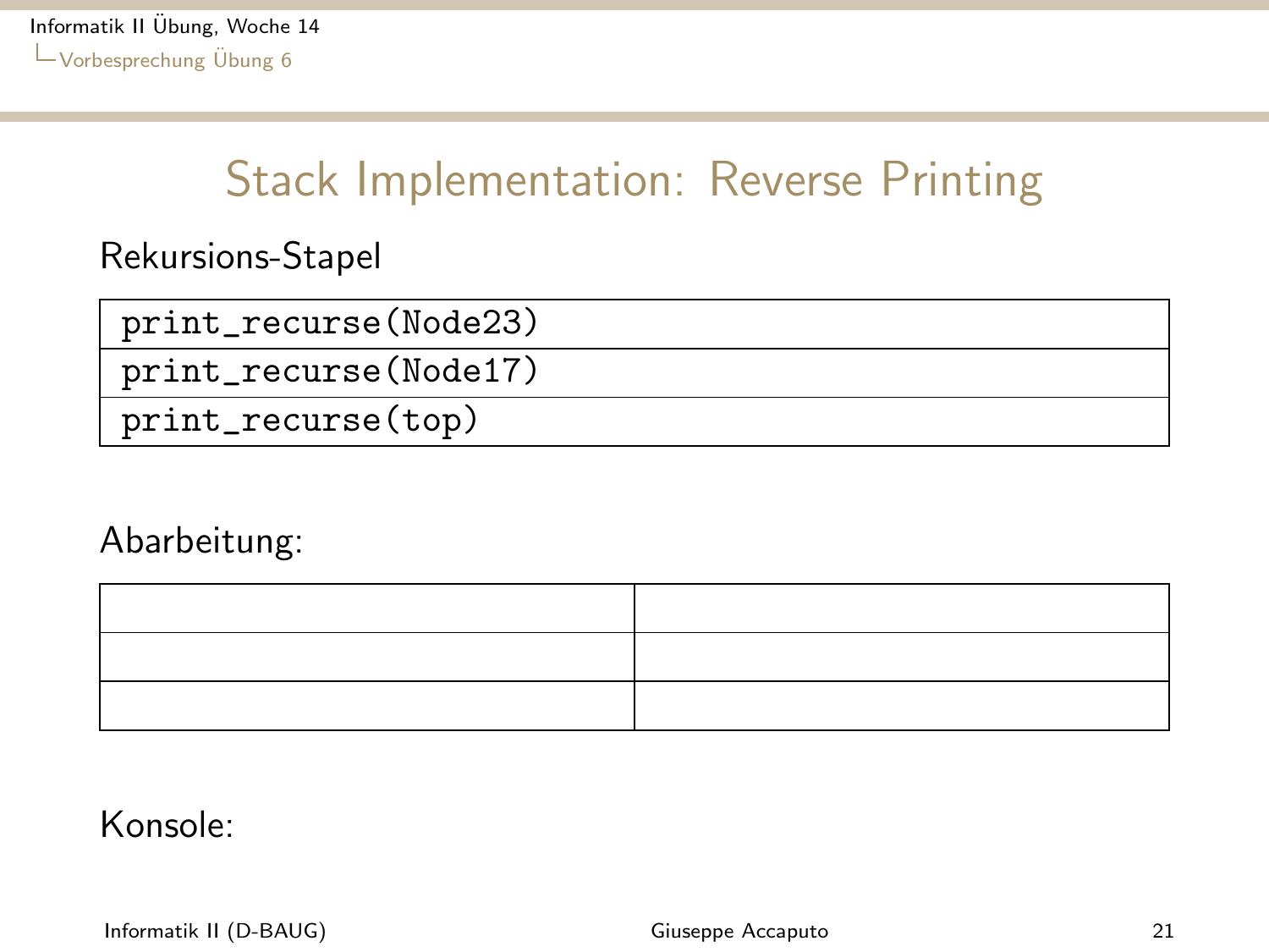# Stack Implementation: Reverse Printing

Rekursions-Stapel

| `print_recurse(Node23)` |
|---|
| `print_recurse(Node17)` |
| `print_recurse(top)` |

Abarbeitung:

| | |
|---|---|
| | |
| | |
| | |

Konsole: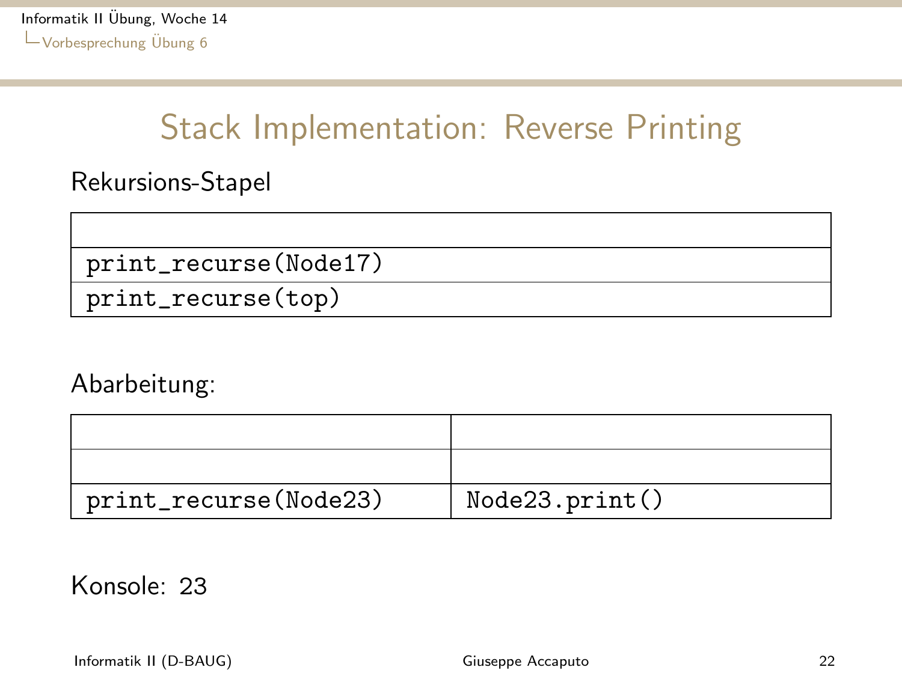# Stack Implementation: Reverse Printing

Rekursions-Stapel

| |
|---|
| print_recurse(Node17) |
| print_recurse(top) |

Abarbeitung:

| | |
|---|---|
| | |
| print_recurse(Node23) | Node23.print() |

Konsole: 23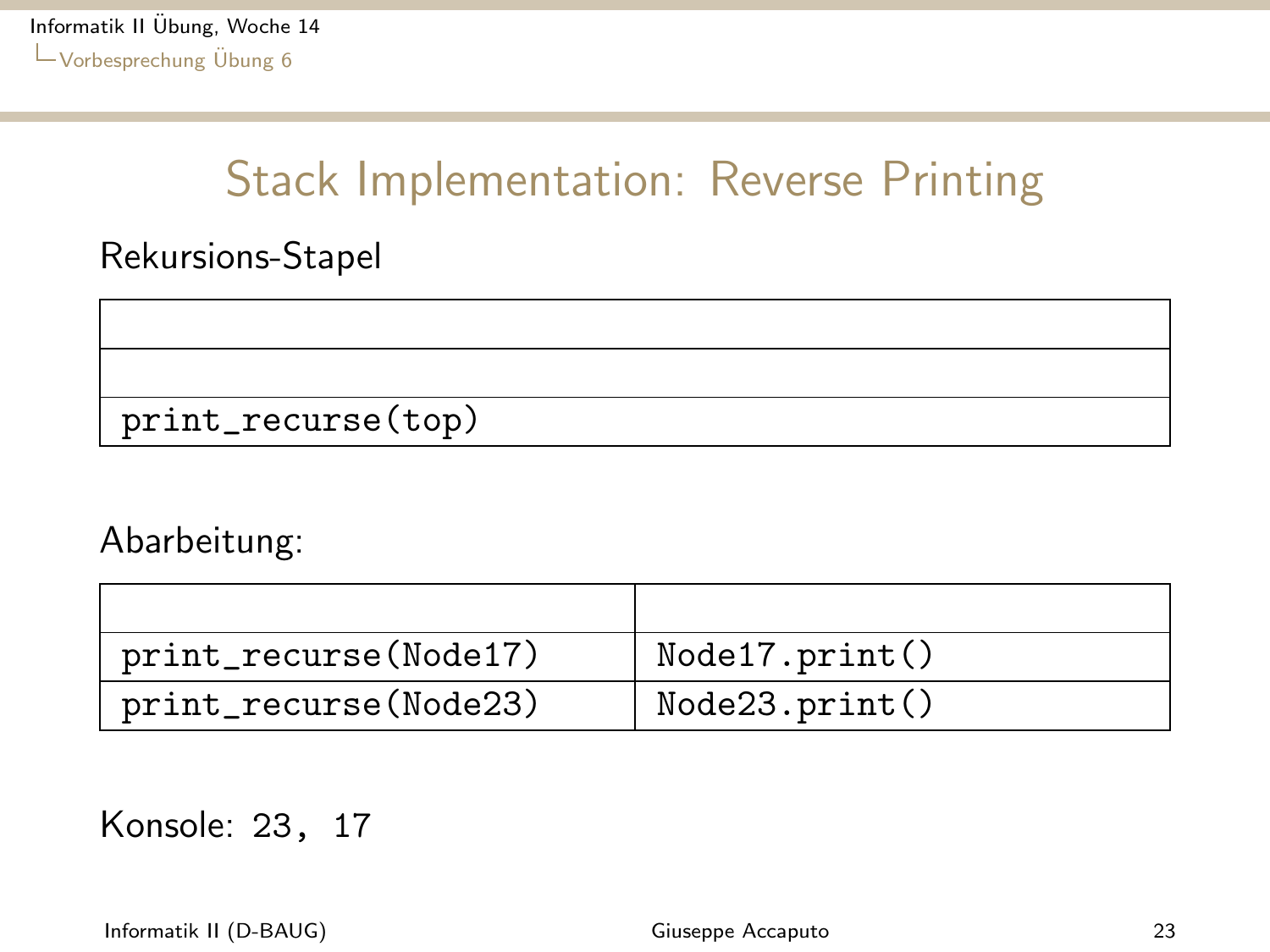# Stack Implementation: Reverse Printing

Rekursions-Stapel

| |
|---|
| |
| |
| print_recurse(top) |

Abarbeitung:

| | |
|---|---|
| | |
| print_recurse(Node17) | Node17.print() |
| print_recurse(Node23) | Node23.print() |

Konsole: `23, 17`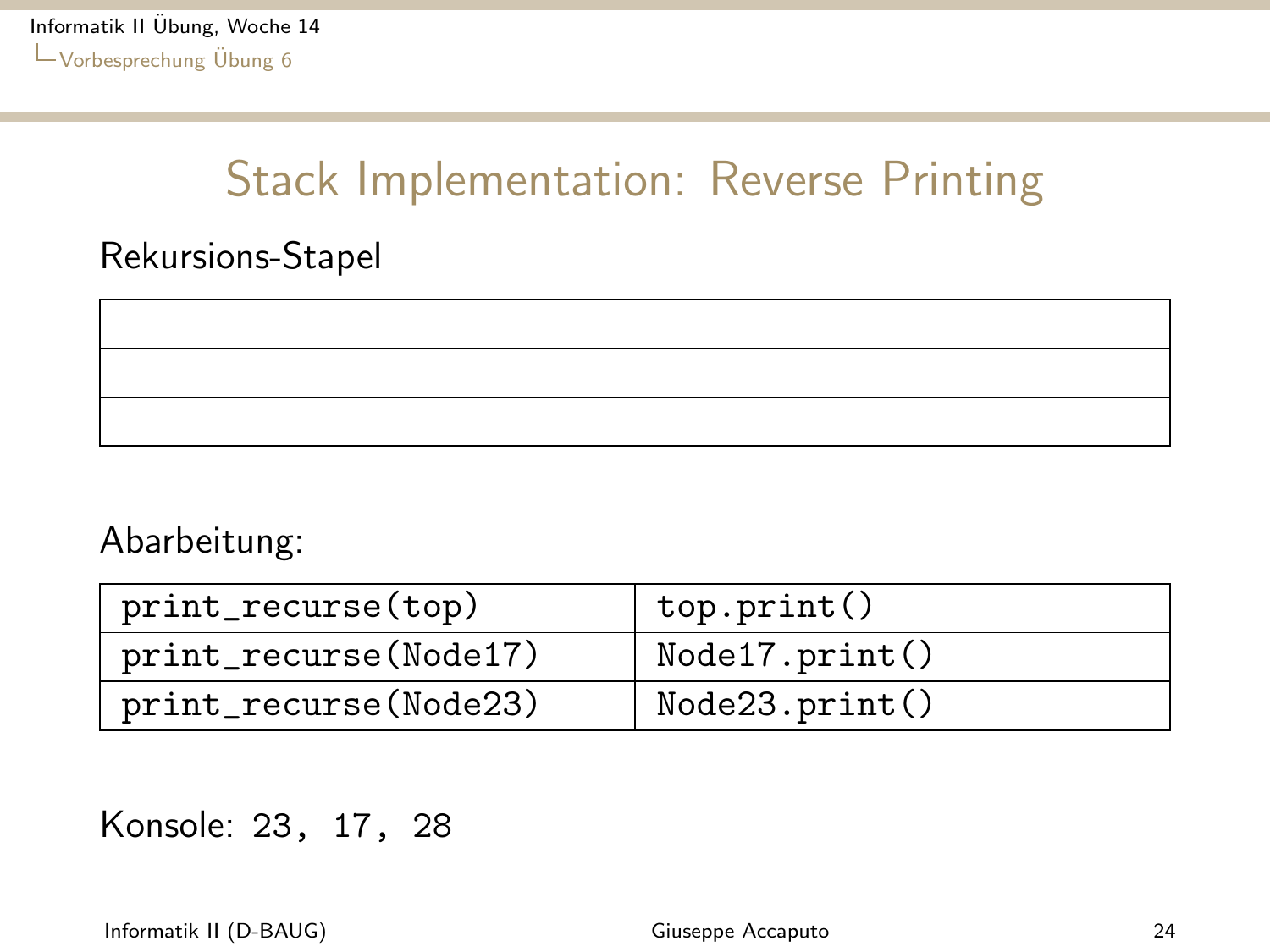# Stack Implementation: Reverse Printing

Rekursions-Stapel

| |
|---|
| |
| |
| |

Abarbeitung:

| | |
|---|---|
| `print_recurse(top)` | `top.print()` |
| `print_recurse(Node17)` | `Node17.print()` |
| `print_recurse(Node23)` | `Node23.print()` |

Konsole: `23, 17, 28`